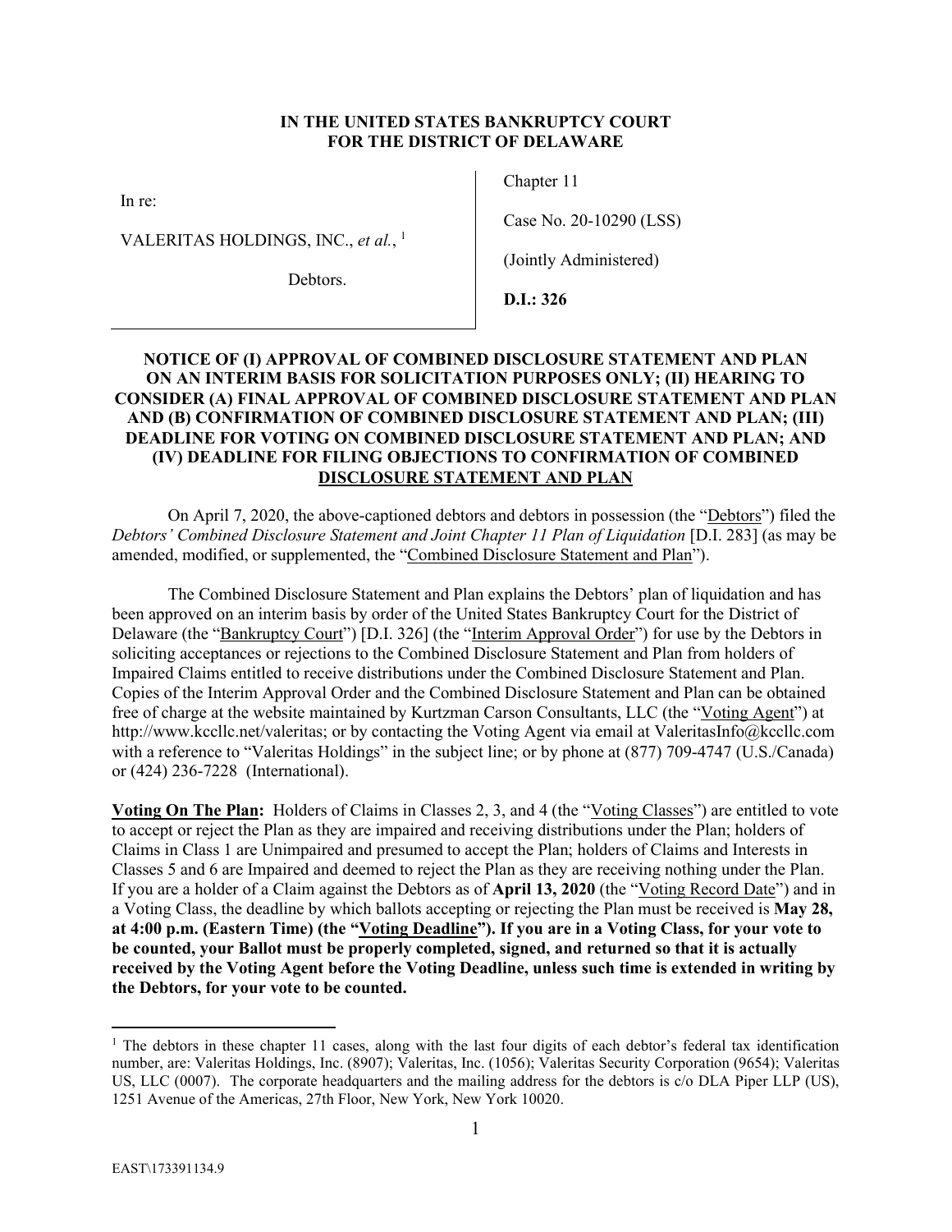**IN THE UNITED STATES BANKRUPTCY COURT**
**FOR THE DISTRICT OF DELAWARE**

| | |
|---|---|
| In re:<br><br>VALERITAS HOLDINGS, INC., *et al.*, [1]<br><br>Debtors. | Chapter 11<br><br>Case No. 20-10290 (LSS)<br><br>(Jointly Administered)<br><br>**D.I.: 326** |

**NOTICE OF (I) APPROVAL OF COMBINED DISCLOSURE STATEMENT AND PLAN ON AN INTERIM BASIS FOR SOLICITATION PURPOSES ONLY; (II) HEARING TO CONSIDER (A) FINAL APPROVAL OF COMBINED DISCLOSURE STATEMENT AND PLAN AND (B) CONFIRMATION OF COMBINED DISCLOSURE STATEMENT AND PLAN; (III) DEADLINE FOR VOTING ON COMBINED DISCLOSURE STATEMENT AND PLAN; AND (IV) DEADLINE FOR FILING OBJECTIONS TO CONFIRMATION OF COMBINED DISCLOSURE STATEMENT AND PLAN**

On April 7, 2020, the above-captioned debtors and debtors in possession (the "Debtors") filed the *Debtors' Combined Disclosure Statement and Joint Chapter 11 Plan of Liquidation* [D.I. 283] (as may be amended, modified, or supplemented, the "Combined Disclosure Statement and Plan").

The Combined Disclosure Statement and Plan explains the Debtors' plan of liquidation and has been approved on an interim basis by order of the United States Bankruptcy Court for the District of Delaware (the "Bankruptcy Court") [D.I. 326] (the "Interim Approval Order") for use by the Debtors in soliciting acceptances or rejections to the Combined Disclosure Statement and Plan from holders of Impaired Claims entitled to receive distributions under the Combined Disclosure Statement and Plan. Copies of the Interim Approval Order and the Combined Disclosure Statement and Plan can be obtained free of charge at the website maintained by Kurtzman Carson Consultants, LLC (the "Voting Agent") at http://www.kccllc.net/valeritas; or by contacting the Voting Agent via email at ValeritasInfo@kccllc.com with a reference to "Valeritas Holdings" in the subject line; or by phone at (877) 709-4747 (U.S./Canada) or (424) 236-7228 (International).

**Voting On The Plan:** Holders of Claims in Classes 2, 3, and 4 (the "Voting Classes") are entitled to vote to accept or reject the Plan as they are impaired and receiving distributions under the Plan; holders of Claims in Class 1 are Unimpaired and presumed to accept the Plan; holders of Claims and Interests in Classes 5 and 6 are Impaired and deemed to reject the Plan as they are receiving nothing under the Plan. If you are a holder of a Claim against the Debtors as of **April 13, 2020** (the "Voting Record Date") and in a Voting Class, the deadline by which ballots accepting or rejecting the Plan must be received is **May 28, at 4:00 p.m. (Eastern Time) (the "Voting Deadline"). If you are in a Voting Class, for your vote to be counted, your Ballot must be properly completed, signed, and returned so that it is actually received by the Voting Agent before the Voting Deadline, unless such time is extended in writing by the Debtors, for your vote to be counted.**

[1] The debtors in these chapter 11 cases, along with the last four digits of each debtor's federal tax identification number, are: Valeritas Holdings, Inc. (8907); Valeritas, Inc. (1056); Valeritas Security Corporation (9654); Valeritas US, LLC (0007). The corporate headquarters and the mailing address for the debtors is c/o DLA Piper LLP (US), 1251 Avenue of the Americas, 27th Floor, New York, New York 10020.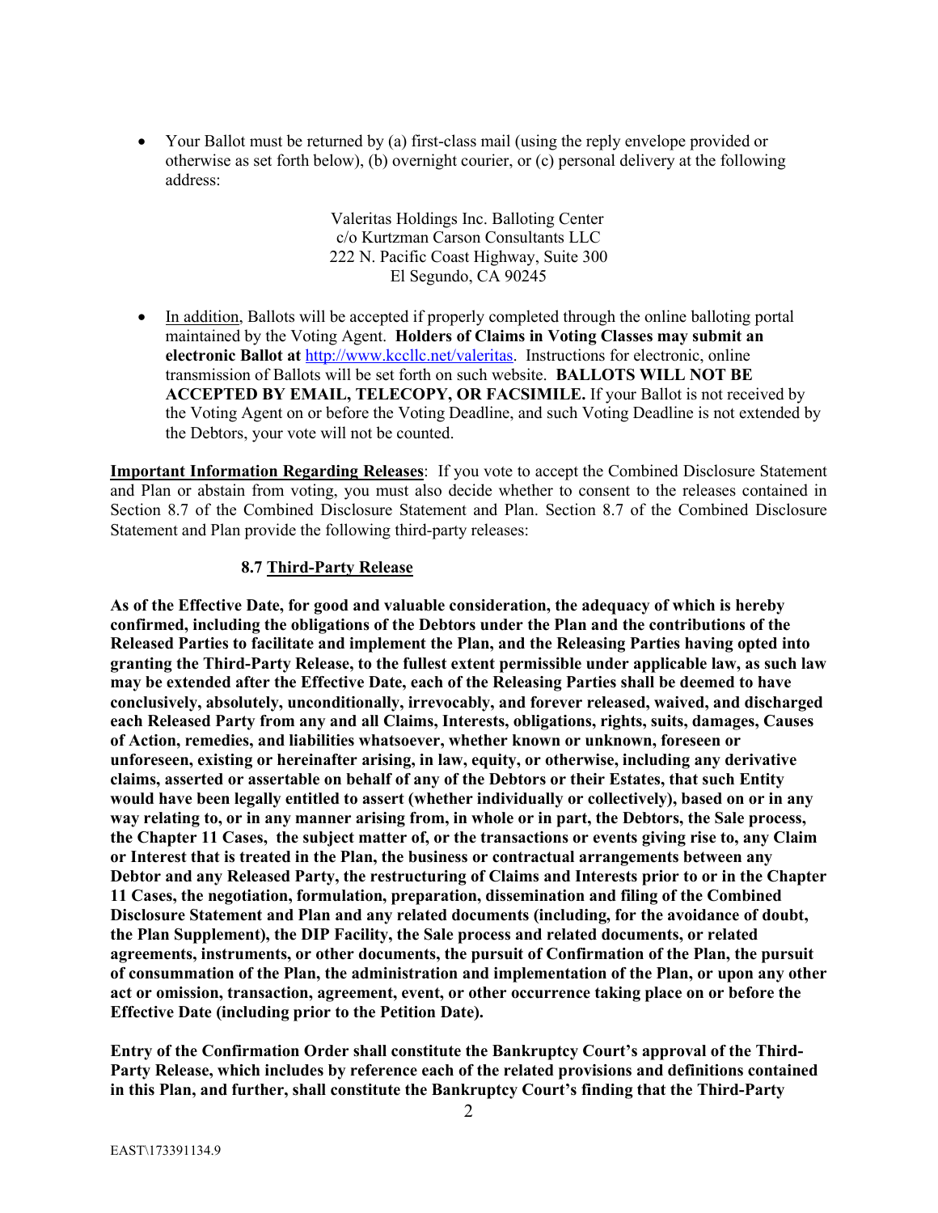- Your Ballot must be returned by (a) first-class mail (using the reply envelope provided or otherwise as set forth below), (b) overnight courier, or (c) personal delivery at the following address:

  Valeritas Holdings Inc. Balloting Center
  c/o Kurtzman Carson Consultants LLC
  222 N. Pacific Coast Highway, Suite 300
  El Segundo, CA 90245

- In addition, Ballots will be accepted if properly completed through the online balloting portal maintained by the Voting Agent. **Holders of Claims in Voting Classes may submit an electronic Ballot at** http://www.kccllc.net/valeritas. Instructions for electronic, online transmission of Ballots will be set forth on such website. **BALLOTS WILL NOT BE ACCEPTED BY EMAIL, TELECOPY, OR FACSIMILE.** If your Ballot is not received by the Voting Agent on or before the Voting Deadline, and such Voting Deadline is not extended by the Debtors, your vote will not be counted.

**Important Information Regarding Releases**: If you vote to accept the Combined Disclosure Statement and Plan or abstain from voting, you must also decide whether to consent to the releases contained in Section 8.7 of the Combined Disclosure Statement and Plan. Section 8.7 of the Combined Disclosure Statement and Plan provide the following third-party releases:

**8.7 Third-Party Release**

**As of the Effective Date, for good and valuable consideration, the adequacy of which is hereby confirmed, including the obligations of the Debtors under the Plan and the contributions of the Released Parties to facilitate and implement the Plan, and the Releasing Parties having opted into granting the Third-Party Release, to the fullest extent permissible under applicable law, as such law may be extended after the Effective Date, each of the Releasing Parties shall be deemed to have conclusively, absolutely, unconditionally, irrevocably, and forever released, waived, and discharged each Released Party from any and all Claims, Interests, obligations, rights, suits, damages, Causes of Action, remedies, and liabilities whatsoever, whether known or unknown, foreseen or unforeseen, existing or hereinafter arising, in law, equity, or otherwise, including any derivative claims, asserted or assertable on behalf of any of the Debtors or their Estates, that such Entity would have been legally entitled to assert (whether individually or collectively), based on or in any way relating to, or in any manner arising from, in whole or in part, the Debtors, the Sale process, the Chapter 11 Cases, the subject matter of, or the transactions or events giving rise to, any Claim or Interest that is treated in the Plan, the business or contractual arrangements between any Debtor and any Released Party, the restructuring of Claims and Interests prior to or in the Chapter 11 Cases, the negotiation, formulation, preparation, dissemination and filing of the Combined Disclosure Statement and Plan and any related documents (including, for the avoidance of doubt, the Plan Supplement), the DIP Facility, the Sale process and related documents, or related agreements, instruments, or other documents, the pursuit of Confirmation of the Plan, the pursuit of consummation of the Plan, the administration and implementation of the Plan, or upon any other act or omission, transaction, agreement, event, or other occurrence taking place on or before the Effective Date (including prior to the Petition Date).**

**Entry of the Confirmation Order shall constitute the Bankruptcy Court's approval of the Third-Party Release, which includes by reference each of the related provisions and definitions contained in this Plan, and further, shall constitute the Bankruptcy Court's finding that the Third-Party**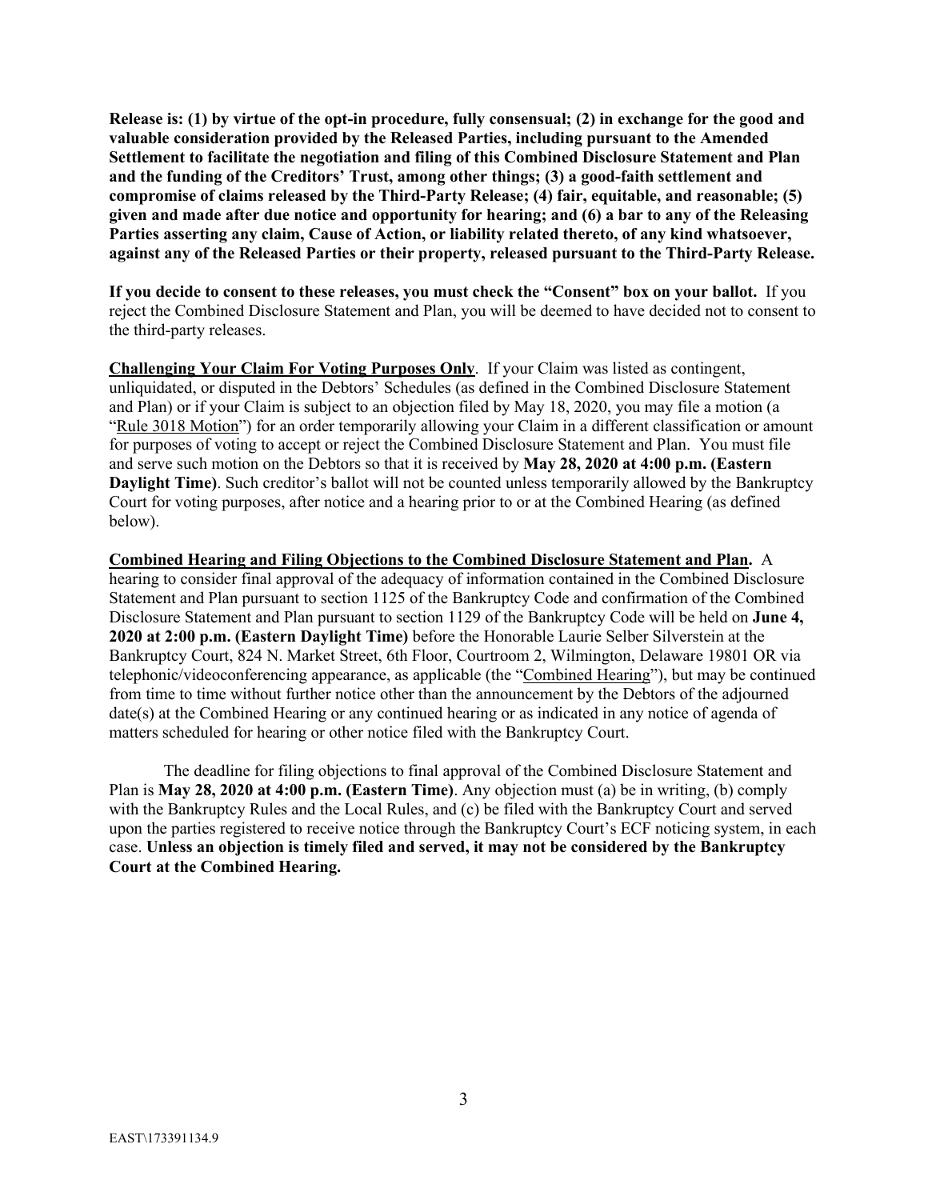**Release is: (1) by virtue of the opt-in procedure, fully consensual; (2) in exchange for the good and valuable consideration provided by the Released Parties, including pursuant to the Amended Settlement to facilitate the negotiation and filing of this Combined Disclosure Statement and Plan and the funding of the Creditors' Trust, among other things; (3) a good-faith settlement and compromise of claims released by the Third-Party Release; (4) fair, equitable, and reasonable; (5) given and made after due notice and opportunity for hearing; and (6) a bar to any of the Releasing Parties asserting any claim, Cause of Action, or liability related thereto, of any kind whatsoever, against any of the Released Parties or their property, released pursuant to the Third-Party Release.**

**If you decide to consent to these releases, you must check the "Consent" box on your ballot.** If you reject the Combined Disclosure Statement and Plan, you will be deemed to have decided not to consent to the third-party releases.

**Challenging Your Claim For Voting Purposes Only**. If your Claim was listed as contingent, unliquidated, or disputed in the Debtors' Schedules (as defined in the Combined Disclosure Statement and Plan) or if your Claim is subject to an objection filed by May 18, 2020, you may file a motion (a "Rule 3018 Motion") for an order temporarily allowing your Claim in a different classification or amount for purposes of voting to accept or reject the Combined Disclosure Statement and Plan. You must file and serve such motion on the Debtors so that it is received by **May 28, 2020 at 4:00 p.m. (Eastern Daylight Time)**. Such creditor's ballot will not be counted unless temporarily allowed by the Bankruptcy Court for voting purposes, after notice and a hearing prior to or at the Combined Hearing (as defined below).

**Combined Hearing and Filing Objections to the Combined Disclosure Statement and Plan.** A hearing to consider final approval of the adequacy of information contained in the Combined Disclosure Statement and Plan pursuant to section 1125 of the Bankruptcy Code and confirmation of the Combined Disclosure Statement and Plan pursuant to section 1129 of the Bankruptcy Code will be held on **June 4, 2020 at 2:00 p.m. (Eastern Daylight Time)** before the Honorable Laurie Selber Silverstein at the Bankruptcy Court, 824 N. Market Street, 6th Floor, Courtroom 2, Wilmington, Delaware 19801 OR via telephonic/videoconferencing appearance, as applicable (the "Combined Hearing"), but may be continued from time to time without further notice other than the announcement by the Debtors of the adjourned date(s) at the Combined Hearing or any continued hearing or as indicated in any notice of agenda of matters scheduled for hearing or other notice filed with the Bankruptcy Court.

The deadline for filing objections to final approval of the Combined Disclosure Statement and Plan is **May 28, 2020 at 4:00 p.m. (Eastern Time)**. Any objection must (a) be in writing, (b) comply with the Bankruptcy Rules and the Local Rules, and (c) be filed with the Bankruptcy Court and served upon the parties registered to receive notice through the Bankruptcy Court's ECF noticing system, in each case. **Unless an objection is timely filed and served, it may not be considered by the Bankruptcy Court at the Combined Hearing.**

EAST\173391134.9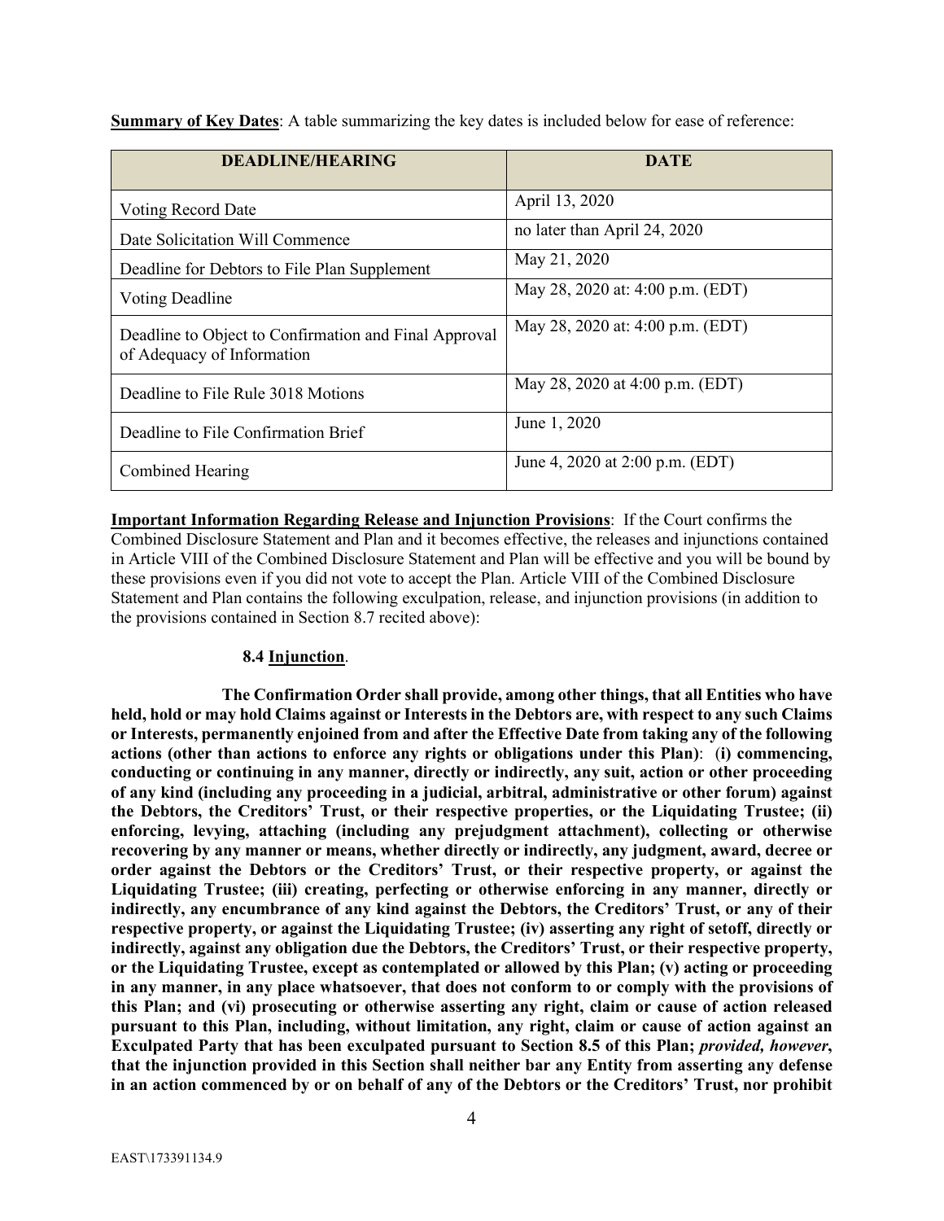**Summary of Key Dates**: A table summarizing the key dates is included below for ease of reference:

| DEADLINE/HEARING | DATE |
| --- | --- |
| Voting Record Date | April 13, 2020 |
| Date Solicitation Will Commence | no later than April 24, 2020 |
| Deadline for Debtors to File Plan Supplement | May 21, 2020 |
| Voting Deadline | May 28, 2020 at: 4:00 p.m. (EDT) |
| Deadline to Object to Confirmation and Final Approval of Adequacy of Information | May 28, 2020 at: 4:00 p.m. (EDT) |
| Deadline to File Rule 3018 Motions | May 28, 2020 at 4:00 p.m. (EDT) |
| Deadline to File Confirmation Brief | June 1, 2020 |
| Combined Hearing | June 4, 2020 at 2:00 p.m. (EDT) |

**Important Information Regarding Release and Injunction Provisions**: If the Court confirms the Combined Disclosure Statement and Plan and it becomes effective, the releases and injunctions contained in Article VIII of the Combined Disclosure Statement and Plan will be effective and you will be bound by these provisions even if you did not vote to accept the Plan. Article VIII of the Combined Disclosure Statement and Plan contains the following exculpation, release, and injunction provisions (in addition to the provisions contained in Section 8.7 recited above):

**8.4 Injunction**.

**The Confirmation Order shall provide, among other things, that all Entities who have held, hold or may hold Claims against or Interests in the Debtors are, with respect to any such Claims or Interests, permanently enjoined from and after the Effective Date from taking any of the following actions (other than actions to enforce any rights or obligations under this Plan)**: (**i) commencing, conducting or continuing in any manner, directly or indirectly, any suit, action or other proceeding of any kind (including any proceeding in a judicial, arbitral, administrative or other forum) against the Debtors, the Creditors' Trust, or their respective properties, or the Liquidating Trustee; (ii) enforcing, levying, attaching (including any prejudgment attachment), collecting or otherwise recovering by any manner or means, whether directly or indirectly, any judgment, award, decree or order against the Debtors or the Creditors' Trust, or their respective property, or against the Liquidating Trustee; (iii) creating, perfecting or otherwise enforcing in any manner, directly or indirectly, any encumbrance of any kind against the Debtors, the Creditors' Trust, or any of their respective property, or against the Liquidating Trustee; (iv) asserting any right of setoff, directly or indirectly, against any obligation due the Debtors, the Creditors' Trust, or their respective property, or the Liquidating Trustee, except as contemplated or allowed by this Plan; (v) acting or proceeding in any manner, in any place whatsoever, that does not conform to or comply with the provisions of this Plan; and (vi) prosecuting or otherwise asserting any right, claim or cause of action released pursuant to this Plan, including, without limitation, any right, claim or cause of action against an Exculpated Party that has been exculpated pursuant to Section 8.5 of this Plan; *provided, however***, that the injunction provided in this Section shall neither bar any Entity from asserting any defense in an action commenced by or on behalf of any of the Debtors or the Creditors' Trust, nor prohibit**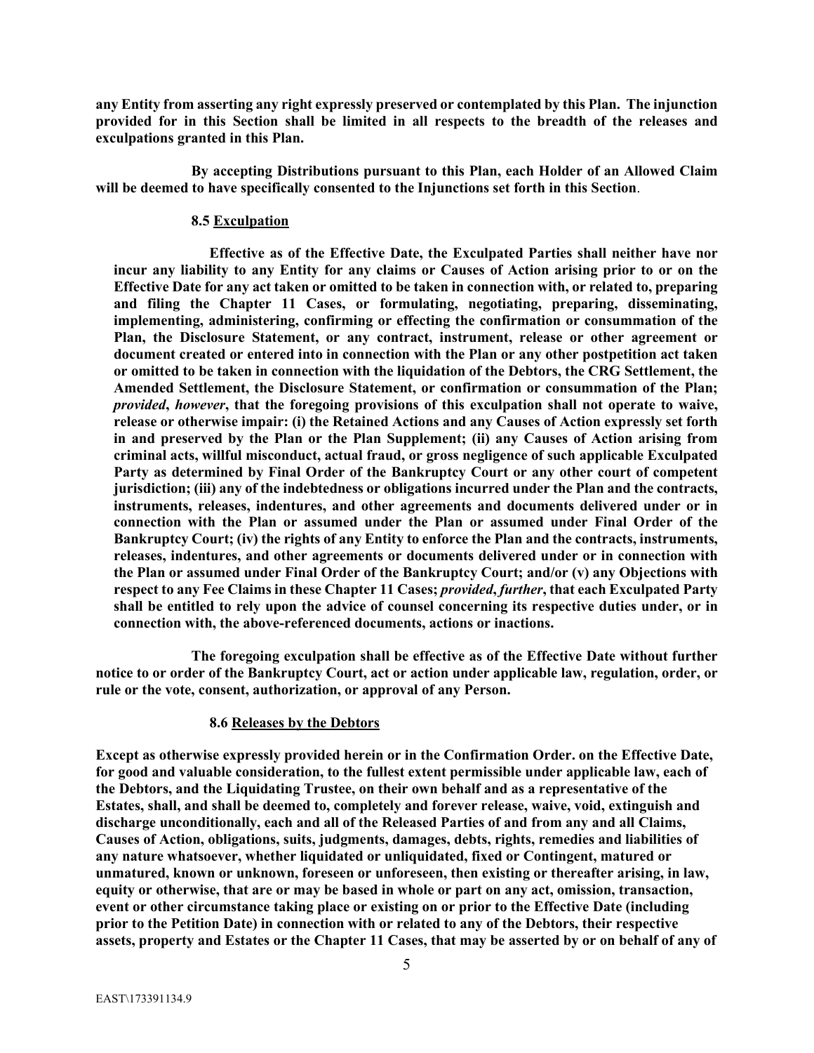**any Entity from asserting any right expressly preserved or contemplated by this Plan. The injunction provided for in this Section shall be limited in all respects to the breadth of the releases and exculpations granted in this Plan.**

**By accepting Distributions pursuant to this Plan, each Holder of an Allowed Claim will be deemed to have specifically consented to the Injunctions set forth in this Section**.

**8.5 Exculpation**

**Effective as of the Effective Date, the Exculpated Parties shall neither have nor incur any liability to any Entity for any claims or Causes of Action arising prior to or on the Effective Date for any act taken or omitted to be taken in connection with, or related to, preparing and filing the Chapter 11 Cases, or formulating, negotiating, preparing, disseminating, implementing, administering, confirming or effecting the confirmation or consummation of the Plan, the Disclosure Statement, or any contract, instrument, release or other agreement or document created or entered into in connection with the Plan or any other postpetition act taken or omitted to be taken in connection with the liquidation of the Debtors, the CRG Settlement, the Amended Settlement, the Disclosure Statement, or confirmation or consummation of the Plan; *provided*, *however*, that the foregoing provisions of this exculpation shall not operate to waive, release or otherwise impair: (i) the Retained Actions and any Causes of Action expressly set forth in and preserved by the Plan or the Plan Supplement; (ii) any Causes of Action arising from criminal acts, willful misconduct, actual fraud, or gross negligence of such applicable Exculpated Party as determined by Final Order of the Bankruptcy Court or any other court of competent jurisdiction; (iii) any of the indebtedness or obligations incurred under the Plan and the contracts, instruments, releases, indentures, and other agreements and documents delivered under or in connection with the Plan or assumed under the Plan or assumed under Final Order of the Bankruptcy Court; (iv) the rights of any Entity to enforce the Plan and the contracts, instruments, releases, indentures, and other agreements or documents delivered under or in connection with the Plan or assumed under Final Order of the Bankruptcy Court; and/or (v) any Objections with respect to any Fee Claims in these Chapter 11 Cases; *provided*, *further*, that each Exculpated Party shall be entitled to rely upon the advice of counsel concerning its respective duties under, or in connection with, the above-referenced documents, actions or inactions.**

**The foregoing exculpation shall be effective as of the Effective Date without further notice to or order of the Bankruptcy Court, act or action under applicable law, regulation, order, or rule or the vote, consent, authorization, or approval of any Person.**

**8.6 Releases by the Debtors**

**Except as otherwise expressly provided herein or in the Confirmation Order. on the Effective Date, for good and valuable consideration, to the fullest extent permissible under applicable law, each of the Debtors, and the Liquidating Trustee, on their own behalf and as a representative of the Estates, shall, and shall be deemed to, completely and forever release, waive, void, extinguish and discharge unconditionally, each and all of the Released Parties of and from any and all Claims, Causes of Action, obligations, suits, judgments, damages, debts, rights, remedies and liabilities of any nature whatsoever, whether liquidated or unliquidated, fixed or Contingent, matured or unmatured, known or unknown, foreseen or unforeseen, then existing or thereafter arising, in law, equity or otherwise, that are or may be based in whole or part on any act, omission, transaction, event or other circumstance taking place or existing on or prior to the Effective Date (including prior to the Petition Date) in connection with or related to any of the Debtors, their respective assets, property and Estates or the Chapter 11 Cases, that may be asserted by or on behalf of any of**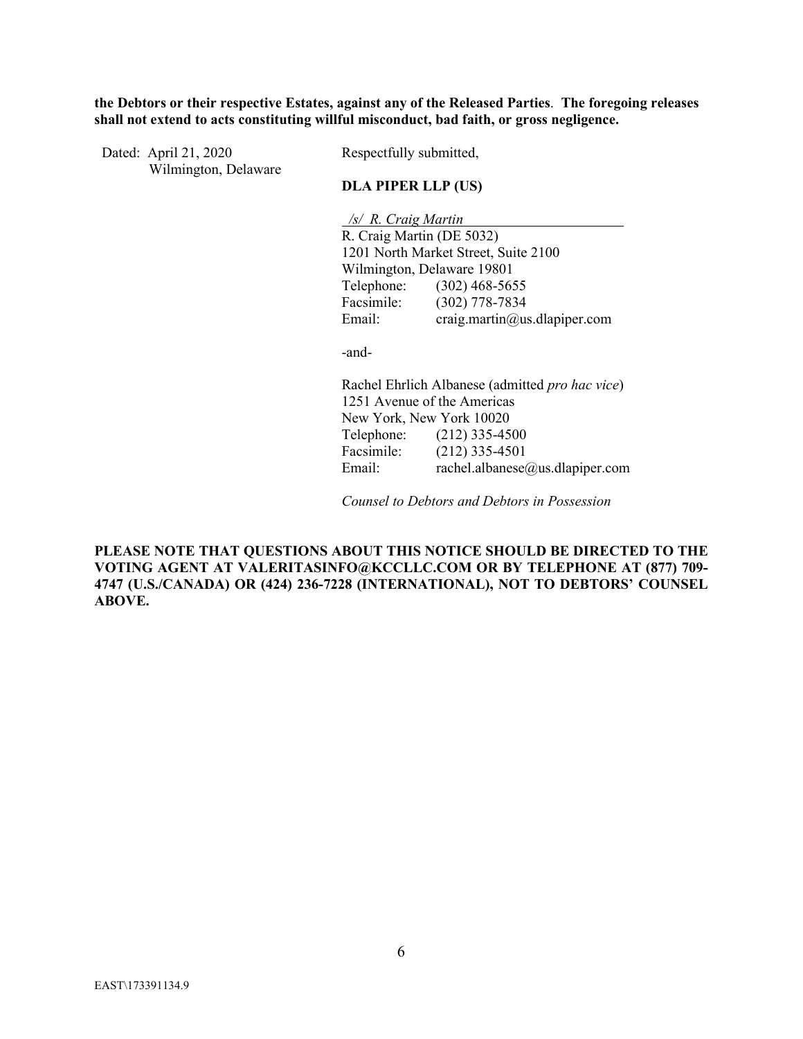**the Debtors or their respective Estates, against any of the Released Parties**. **The foregoing releases shall not extend to acts constituting willful misconduct, bad faith, or gross negligence.**

Dated: April 21, 2020
Wilmington, Delaware

Respectfully submitted,

**DLA PIPER LLP (US)**

*/s/ R. Craig Martin*
R. Craig Martin (DE 5032)
1201 North Market Street, Suite 2100
Wilmington, Delaware 19801
Telephone: (302) 468-5655
Facsimile: (302) 778-7834
Email: craig.martin@us.dlapiper.com

-and-

Rachel Ehrlich Albanese (admitted *pro hac vice*)
1251 Avenue of the Americas
New York, New York 10020
Telephone: (212) 335-4500
Facsimile: (212) 335-4501
Email: rachel.albanese@us.dlapiper.com

*Counsel to Debtors and Debtors in Possession*

**PLEASE NOTE THAT QUESTIONS ABOUT THIS NOTICE SHOULD BE DIRECTED TO THE VOTING AGENT AT VALERITASINFO@KCCLLC.COM OR BY TELEPHONE AT (877) 709-4747 (U.S./CANADA) OR (424) 236-7228 (INTERNATIONAL), NOT TO DEBTORS' COUNSEL ABOVE.**

EAST\173391134.9